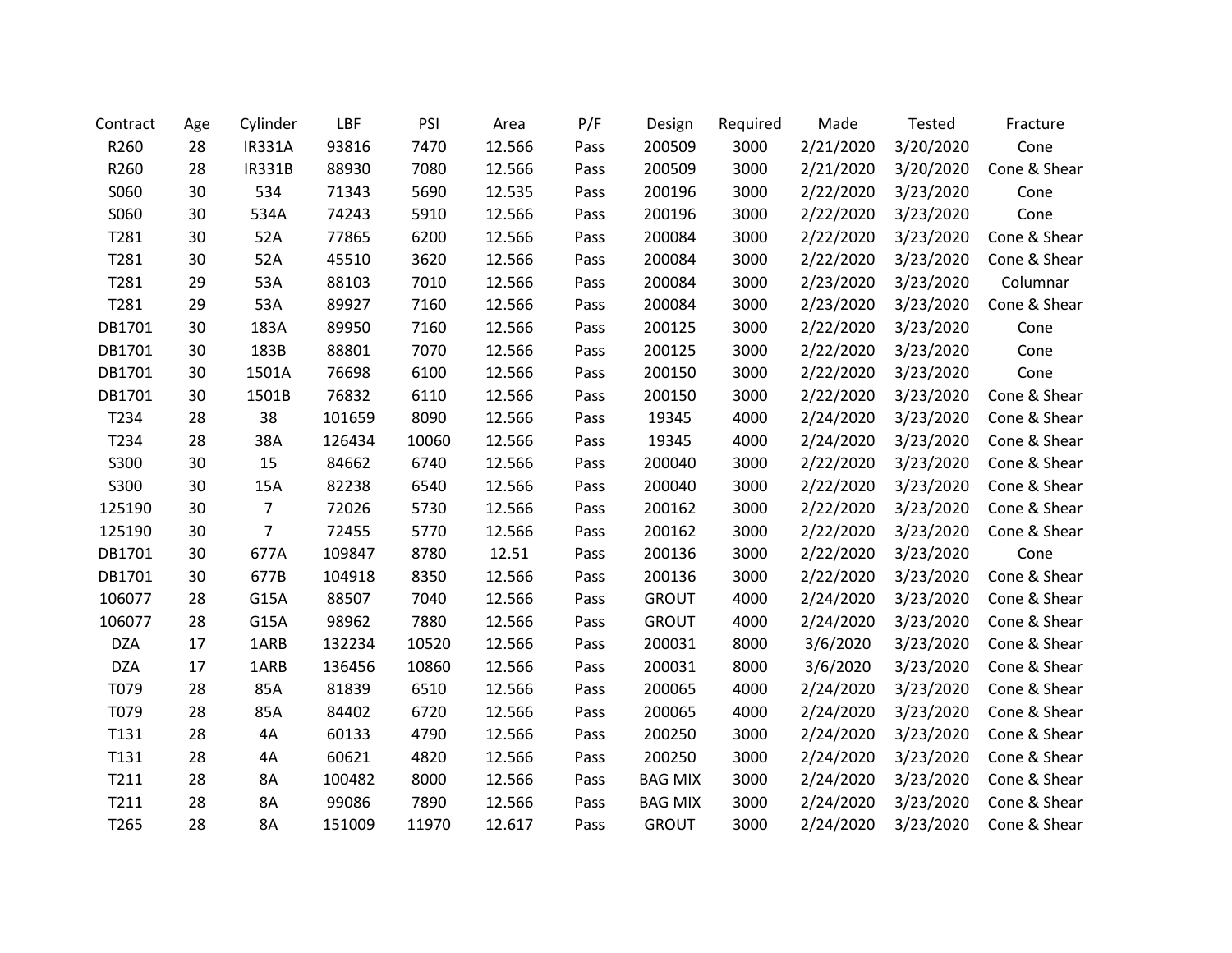| Contract | Age | Cylinder | LBF | PSI | Area | P/F | Design | Required | Made | Tested | Fracture |
|---|---|---|---|---|---|---|---|---|---|---|---|
| R260 | 28 | IR331A | 93816 | 7470 | 12.566 | Pass | 200509 | 3000 | 2/21/2020 | 3/20/2020 | Cone |
| R260 | 28 | IR331B | 88930 | 7080 | 12.566 | Pass | 200509 | 3000 | 2/21/2020 | 3/20/2020 | Cone & Shear |
| S060 | 30 | 534 | 71343 | 5690 | 12.535 | Pass | 200196 | 3000 | 2/22/2020 | 3/23/2020 | Cone |
| S060 | 30 | 534A | 74243 | 5910 | 12.566 | Pass | 200196 | 3000 | 2/22/2020 | 3/23/2020 | Cone |
| T281 | 30 | 52A | 77865 | 6200 | 12.566 | Pass | 200084 | 3000 | 2/22/2020 | 3/23/2020 | Cone & Shear |
| T281 | 30 | 52A | 45510 | 3620 | 12.566 | Pass | 200084 | 3000 | 2/22/2020 | 3/23/2020 | Cone & Shear |
| T281 | 29 | 53A | 88103 | 7010 | 12.566 | Pass | 200084 | 3000 | 2/23/2020 | 3/23/2020 | Columnar |
| T281 | 29 | 53A | 89927 | 7160 | 12.566 | Pass | 200084 | 3000 | 2/23/2020 | 3/23/2020 | Cone & Shear |
| DB1701 | 30 | 183A | 89950 | 7160 | 12.566 | Pass | 200125 | 3000 | 2/22/2020 | 3/23/2020 | Cone |
| DB1701 | 30 | 183B | 88801 | 7070 | 12.566 | Pass | 200125 | 3000 | 2/22/2020 | 3/23/2020 | Cone |
| DB1701 | 30 | 1501A | 76698 | 6100 | 12.566 | Pass | 200150 | 3000 | 2/22/2020 | 3/23/2020 | Cone |
| DB1701 | 30 | 1501B | 76832 | 6110 | 12.566 | Pass | 200150 | 3000 | 2/22/2020 | 3/23/2020 | Cone & Shear |
| T234 | 28 | 38 | 101659 | 8090 | 12.566 | Pass | 19345 | 4000 | 2/24/2020 | 3/23/2020 | Cone & Shear |
| T234 | 28 | 38A | 126434 | 10060 | 12.566 | Pass | 19345 | 4000 | 2/24/2020 | 3/23/2020 | Cone & Shear |
| S300 | 30 | 15 | 84662 | 6740 | 12.566 | Pass | 200040 | 3000 | 2/22/2020 | 3/23/2020 | Cone & Shear |
| S300 | 30 | 15A | 82238 | 6540 | 12.566 | Pass | 200040 | 3000 | 2/22/2020 | 3/23/2020 | Cone & Shear |
| 125190 | 30 | 7 | 72026 | 5730 | 12.566 | Pass | 200162 | 3000 | 2/22/2020 | 3/23/2020 | Cone & Shear |
| 125190 | 30 | 7 | 72455 | 5770 | 12.566 | Pass | 200162 | 3000 | 2/22/2020 | 3/23/2020 | Cone & Shear |
| DB1701 | 30 | 677A | 109847 | 8780 | 12.51 | Pass | 200136 | 3000 | 2/22/2020 | 3/23/2020 | Cone |
| DB1701 | 30 | 677B | 104918 | 8350 | 12.566 | Pass | 200136 | 3000 | 2/22/2020 | 3/23/2020 | Cone & Shear |
| 106077 | 28 | G15A | 88507 | 7040 | 12.566 | Pass | GROUT | 4000 | 2/24/2020 | 3/23/2020 | Cone & Shear |
| 106077 | 28 | G15A | 98962 | 7880 | 12.566 | Pass | GROUT | 4000 | 2/24/2020 | 3/23/2020 | Cone & Shear |
| DZA | 17 | 1ARB | 132234 | 10520 | 12.566 | Pass | 200031 | 8000 | 3/6/2020 | 3/23/2020 | Cone & Shear |
| DZA | 17 | 1ARB | 136456 | 10860 | 12.566 | Pass | 200031 | 8000 | 3/6/2020 | 3/23/2020 | Cone & Shear |
| T079 | 28 | 85A | 81839 | 6510 | 12.566 | Pass | 200065 | 4000 | 2/24/2020 | 3/23/2020 | Cone & Shear |
| T079 | 28 | 85A | 84402 | 6720 | 12.566 | Pass | 200065 | 4000 | 2/24/2020 | 3/23/2020 | Cone & Shear |
| T131 | 28 | 4A | 60133 | 4790 | 12.566 | Pass | 200250 | 3000 | 2/24/2020 | 3/23/2020 | Cone & Shear |
| T131 | 28 | 4A | 60621 | 4820 | 12.566 | Pass | 200250 | 3000 | 2/24/2020 | 3/23/2020 | Cone & Shear |
| T211 | 28 | 8A | 100482 | 8000 | 12.566 | Pass | BAG MIX | 3000 | 2/24/2020 | 3/23/2020 | Cone & Shear |
| T211 | 28 | 8A | 99086 | 7890 | 12.566 | Pass | BAG MIX | 3000 | 2/24/2020 | 3/23/2020 | Cone & Shear |
| T265 | 28 | 8A | 151009 | 11970 | 12.617 | Pass | GROUT | 3000 | 2/24/2020 | 3/23/2020 | Cone & Shear |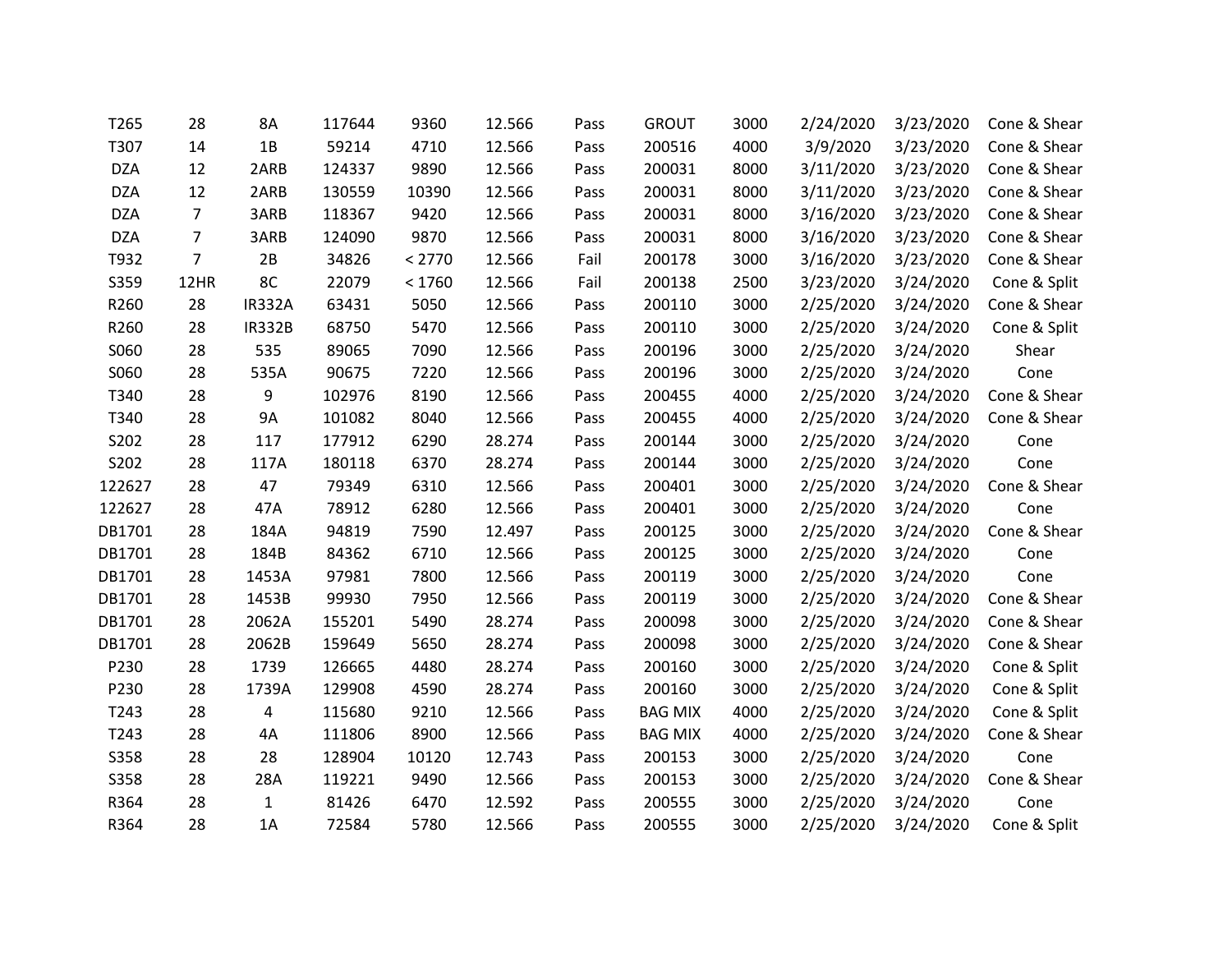| | | | | | | | | | | | |
|---|---|---|---|---|---|---|---|---|---|---|---|
| T265 | 28 | 8A | 117644 | 9360 | 12.566 | Pass | GROUT | 3000 | 2/24/2020 | 3/23/2020 | Cone & Shear |
| T307 | 14 | 1B | 59214 | 4710 | 12.566 | Pass | 200516 | 4000 | 3/9/2020 | 3/23/2020 | Cone & Shear |
| DZA | 12 | 2ARB | 124337 | 9890 | 12.566 | Pass | 200031 | 8000 | 3/11/2020 | 3/23/2020 | Cone & Shear |
| DZA | 12 | 2ARB | 130559 | 10390 | 12.566 | Pass | 200031 | 8000 | 3/11/2020 | 3/23/2020 | Cone & Shear |
| DZA | 7 | 3ARB | 118367 | 9420 | 12.566 | Pass | 200031 | 8000 | 3/16/2020 | 3/23/2020 | Cone & Shear |
| DZA | 7 | 3ARB | 124090 | 9870 | 12.566 | Pass | 200031 | 8000 | 3/16/2020 | 3/23/2020 | Cone & Shear |
| T932 | 7 | 2B | 34826 | < 2770 | 12.566 | Fail | 200178 | 3000 | 3/16/2020 | 3/23/2020 | Cone & Shear |
| S359 | 12HR | 8C | 22079 | < 1760 | 12.566 | Fail | 200138 | 2500 | 3/23/2020 | 3/24/2020 | Cone & Split |
| R260 | 28 | IR332A | 63431 | 5050 | 12.566 | Pass | 200110 | 3000 | 2/25/2020 | 3/24/2020 | Cone & Shear |
| R260 | 28 | IR332B | 68750 | 5470 | 12.566 | Pass | 200110 | 3000 | 2/25/2020 | 3/24/2020 | Cone & Split |
| S060 | 28 | 535 | 89065 | 7090 | 12.566 | Pass | 200196 | 3000 | 2/25/2020 | 3/24/2020 | Shear |
| S060 | 28 | 535A | 90675 | 7220 | 12.566 | Pass | 200196 | 3000 | 2/25/2020 | 3/24/2020 | Cone |
| T340 | 28 | 9 | 102976 | 8190 | 12.566 | Pass | 200455 | 4000 | 2/25/2020 | 3/24/2020 | Cone & Shear |
| T340 | 28 | 9A | 101082 | 8040 | 12.566 | Pass | 200455 | 4000 | 2/25/2020 | 3/24/2020 | Cone & Shear |
| S202 | 28 | 117 | 177912 | 6290 | 28.274 | Pass | 200144 | 3000 | 2/25/2020 | 3/24/2020 | Cone |
| S202 | 28 | 117A | 180118 | 6370 | 28.274 | Pass | 200144 | 3000 | 2/25/2020 | 3/24/2020 | Cone |
| 122627 | 28 | 47 | 79349 | 6310 | 12.566 | Pass | 200401 | 3000 | 2/25/2020 | 3/24/2020 | Cone & Shear |
| 122627 | 28 | 47A | 78912 | 6280 | 12.566 | Pass | 200401 | 3000 | 2/25/2020 | 3/24/2020 | Cone |
| DB1701 | 28 | 184A | 94819 | 7590 | 12.497 | Pass | 200125 | 3000 | 2/25/2020 | 3/24/2020 | Cone & Shear |
| DB1701 | 28 | 184B | 84362 | 6710 | 12.566 | Pass | 200125 | 3000 | 2/25/2020 | 3/24/2020 | Cone |
| DB1701 | 28 | 1453A | 97981 | 7800 | 12.566 | Pass | 200119 | 3000 | 2/25/2020 | 3/24/2020 | Cone |
| DB1701 | 28 | 1453B | 99930 | 7950 | 12.566 | Pass | 200119 | 3000 | 2/25/2020 | 3/24/2020 | Cone & Shear |
| DB1701 | 28 | 2062A | 155201 | 5490 | 28.274 | Pass | 200098 | 3000 | 2/25/2020 | 3/24/2020 | Cone & Shear |
| DB1701 | 28 | 2062B | 159649 | 5650 | 28.274 | Pass | 200098 | 3000 | 2/25/2020 | 3/24/2020 | Cone & Shear |
| P230 | 28 | 1739 | 126665 | 4480 | 28.274 | Pass | 200160 | 3000 | 2/25/2020 | 3/24/2020 | Cone & Split |
| P230 | 28 | 1739A | 129908 | 4590 | 28.274 | Pass | 200160 | 3000 | 2/25/2020 | 3/24/2020 | Cone & Split |
| T243 | 28 | 4 | 115680 | 9210 | 12.566 | Pass | BAG MIX | 4000 | 2/25/2020 | 3/24/2020 | Cone & Split |
| T243 | 28 | 4A | 111806 | 8900 | 12.566 | Pass | BAG MIX | 4000 | 2/25/2020 | 3/24/2020 | Cone & Shear |
| S358 | 28 | 28 | 128904 | 10120 | 12.743 | Pass | 200153 | 3000 | 2/25/2020 | 3/24/2020 | Cone |
| S358 | 28 | 28A | 119221 | 9490 | 12.566 | Pass | 200153 | 3000 | 2/25/2020 | 3/24/2020 | Cone & Shear |
| R364 | 28 | 1 | 81426 | 6470 | 12.592 | Pass | 200555 | 3000 | 2/25/2020 | 3/24/2020 | Cone |
| R364 | 28 | 1A | 72584 | 5780 | 12.566 | Pass | 200555 | 3000 | 2/25/2020 | 3/24/2020 | Cone & Split |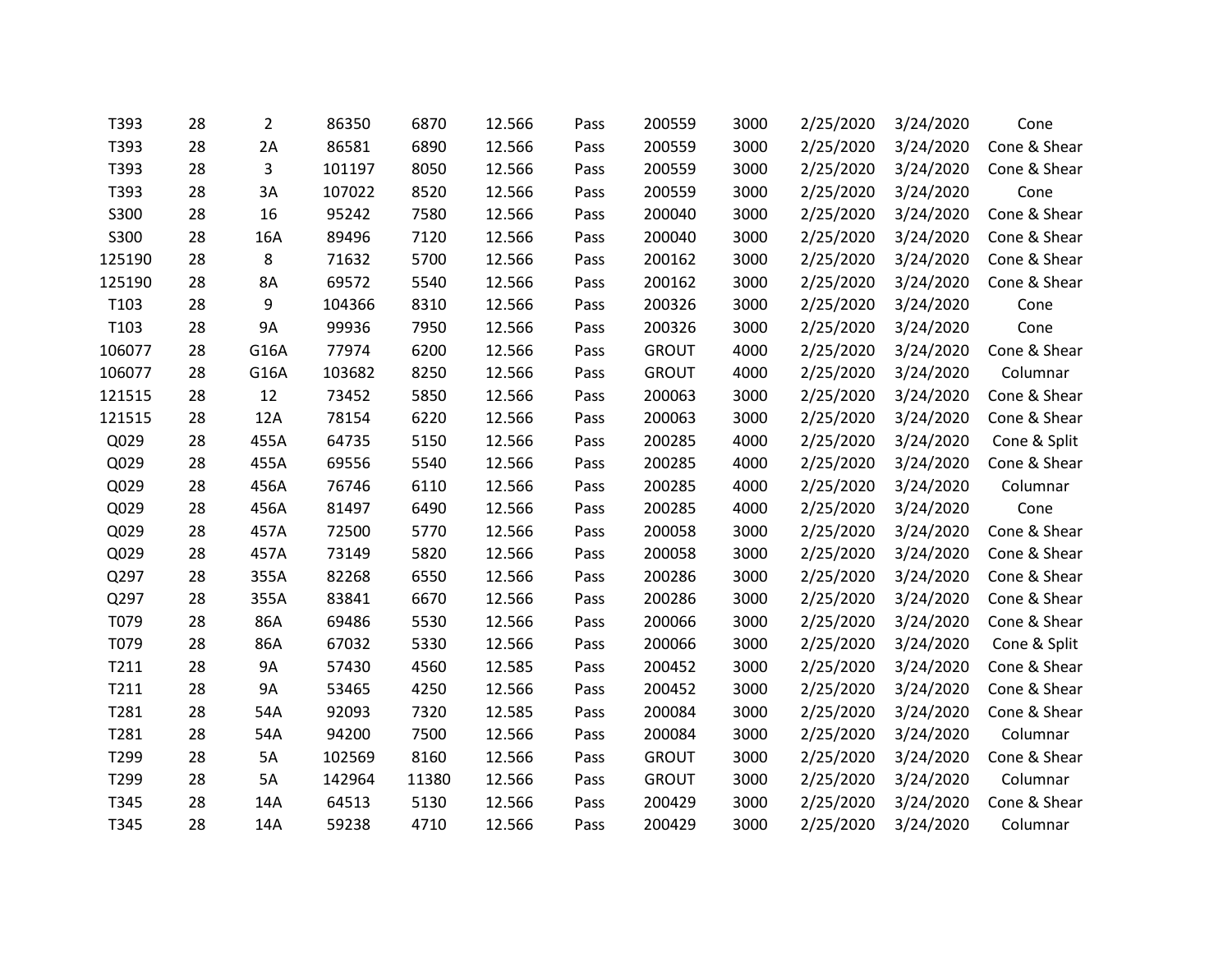| | | | | | | | | | | | |
|---|---|---|---|---|---|---|---|---|---|---|---|
| T393 | 28 | 2 | 86350 | 6870 | 12.566 | Pass | 200559 | 3000 | 2/25/2020 | 3/24/2020 | Cone |
| T393 | 28 | 2A | 86581 | 6890 | 12.566 | Pass | 200559 | 3000 | 2/25/2020 | 3/24/2020 | Cone & Shear |
| T393 | 28 | 3 | 101197 | 8050 | 12.566 | Pass | 200559 | 3000 | 2/25/2020 | 3/24/2020 | Cone & Shear |
| T393 | 28 | 3A | 107022 | 8520 | 12.566 | Pass | 200559 | 3000 | 2/25/2020 | 3/24/2020 | Cone |
| S300 | 28 | 16 | 95242 | 7580 | 12.566 | Pass | 200040 | 3000 | 2/25/2020 | 3/24/2020 | Cone & Shear |
| S300 | 28 | 16A | 89496 | 7120 | 12.566 | Pass | 200040 | 3000 | 2/25/2020 | 3/24/2020 | Cone & Shear |
| 125190 | 28 | 8 | 71632 | 5700 | 12.566 | Pass | 200162 | 3000 | 2/25/2020 | 3/24/2020 | Cone & Shear |
| 125190 | 28 | 8A | 69572 | 5540 | 12.566 | Pass | 200162 | 3000 | 2/25/2020 | 3/24/2020 | Cone & Shear |
| T103 | 28 | 9 | 104366 | 8310 | 12.566 | Pass | 200326 | 3000 | 2/25/2020 | 3/24/2020 | Cone |
| T103 | 28 | 9A | 99936 | 7950 | 12.566 | Pass | 200326 | 3000 | 2/25/2020 | 3/24/2020 | Cone |
| 106077 | 28 | G16A | 77974 | 6200 | 12.566 | Pass | GROUT | 4000 | 2/25/2020 | 3/24/2020 | Cone & Shear |
| 106077 | 28 | G16A | 103682 | 8250 | 12.566 | Pass | GROUT | 4000 | 2/25/2020 | 3/24/2020 | Columnar |
| 121515 | 28 | 12 | 73452 | 5850 | 12.566 | Pass | 200063 | 3000 | 2/25/2020 | 3/24/2020 | Cone & Shear |
| 121515 | 28 | 12A | 78154 | 6220 | 12.566 | Pass | 200063 | 3000 | 2/25/2020 | 3/24/2020 | Cone & Shear |
| Q029 | 28 | 455A | 64735 | 5150 | 12.566 | Pass | 200285 | 4000 | 2/25/2020 | 3/24/2020 | Cone & Split |
| Q029 | 28 | 455A | 69556 | 5540 | 12.566 | Pass | 200285 | 4000 | 2/25/2020 | 3/24/2020 | Cone & Shear |
| Q029 | 28 | 456A | 76746 | 6110 | 12.566 | Pass | 200285 | 4000 | 2/25/2020 | 3/24/2020 | Columnar |
| Q029 | 28 | 456A | 81497 | 6490 | 12.566 | Pass | 200285 | 4000 | 2/25/2020 | 3/24/2020 | Cone |
| Q029 | 28 | 457A | 72500 | 5770 | 12.566 | Pass | 200058 | 3000 | 2/25/2020 | 3/24/2020 | Cone & Shear |
| Q029 | 28 | 457A | 73149 | 5820 | 12.566 | Pass | 200058 | 3000 | 2/25/2020 | 3/24/2020 | Cone & Shear |
| Q297 | 28 | 355A | 82268 | 6550 | 12.566 | Pass | 200286 | 3000 | 2/25/2020 | 3/24/2020 | Cone & Shear |
| Q297 | 28 | 355A | 83841 | 6670 | 12.566 | Pass | 200286 | 3000 | 2/25/2020 | 3/24/2020 | Cone & Shear |
| T079 | 28 | 86A | 69486 | 5530 | 12.566 | Pass | 200066 | 3000 | 2/25/2020 | 3/24/2020 | Cone & Shear |
| T079 | 28 | 86A | 67032 | 5330 | 12.566 | Pass | 200066 | 3000 | 2/25/2020 | 3/24/2020 | Cone & Split |
| T211 | 28 | 9A | 57430 | 4560 | 12.585 | Pass | 200452 | 3000 | 2/25/2020 | 3/24/2020 | Cone & Shear |
| T211 | 28 | 9A | 53465 | 4250 | 12.566 | Pass | 200452 | 3000 | 2/25/2020 | 3/24/2020 | Cone & Shear |
| T281 | 28 | 54A | 92093 | 7320 | 12.585 | Pass | 200084 | 3000 | 2/25/2020 | 3/24/2020 | Cone & Shear |
| T281 | 28 | 54A | 94200 | 7500 | 12.566 | Pass | 200084 | 3000 | 2/25/2020 | 3/24/2020 | Columnar |
| T299 | 28 | 5A | 102569 | 8160 | 12.566 | Pass | GROUT | 3000 | 2/25/2020 | 3/24/2020 | Cone & Shear |
| T299 | 28 | 5A | 142964 | 11380 | 12.566 | Pass | GROUT | 3000 | 2/25/2020 | 3/24/2020 | Columnar |
| T345 | 28 | 14A | 64513 | 5130 | 12.566 | Pass | 200429 | 3000 | 2/25/2020 | 3/24/2020 | Cone & Shear |
| T345 | 28 | 14A | 59238 | 4710 | 12.566 | Pass | 200429 | 3000 | 2/25/2020 | 3/24/2020 | Columnar |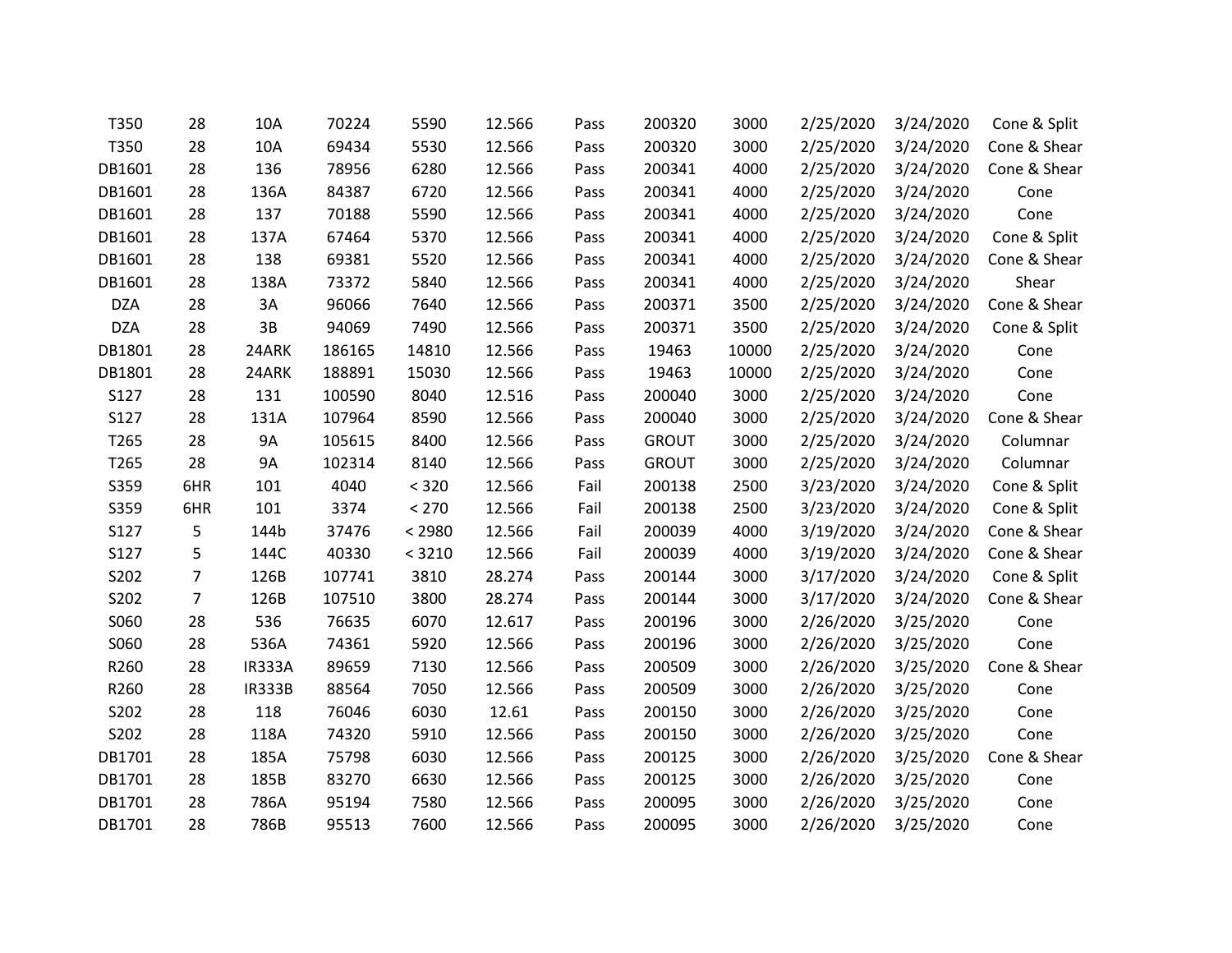| | | | | | | | | | | | |
|---|---|---|---|---|---|---|---|---|---|---|---|
| T350 | 28 | 10A | 70224 | 5590 | 12.566 | Pass | 200320 | 3000 | 2/25/2020 | 3/24/2020 | Cone & Split |
| T350 | 28 | 10A | 69434 | 5530 | 12.566 | Pass | 200320 | 3000 | 2/25/2020 | 3/24/2020 | Cone & Shear |
| DB1601 | 28 | 136 | 78956 | 6280 | 12.566 | Pass | 200341 | 4000 | 2/25/2020 | 3/24/2020 | Cone & Shear |
| DB1601 | 28 | 136A | 84387 | 6720 | 12.566 | Pass | 200341 | 4000 | 2/25/2020 | 3/24/2020 | Cone |
| DB1601 | 28 | 137 | 70188 | 5590 | 12.566 | Pass | 200341 | 4000 | 2/25/2020 | 3/24/2020 | Cone |
| DB1601 | 28 | 137A | 67464 | 5370 | 12.566 | Pass | 200341 | 4000 | 2/25/2020 | 3/24/2020 | Cone & Split |
| DB1601 | 28 | 138 | 69381 | 5520 | 12.566 | Pass | 200341 | 4000 | 2/25/2020 | 3/24/2020 | Cone & Shear |
| DB1601 | 28 | 138A | 73372 | 5840 | 12.566 | Pass | 200341 | 4000 | 2/25/2020 | 3/24/2020 | Shear |
| DZA | 28 | 3A | 96066 | 7640 | 12.566 | Pass | 200371 | 3500 | 2/25/2020 | 3/24/2020 | Cone & Shear |
| DZA | 28 | 3B | 94069 | 7490 | 12.566 | Pass | 200371 | 3500 | 2/25/2020 | 3/24/2020 | Cone & Split |
| DB1801 | 28 | 24ARK | 186165 | 14810 | 12.566 | Pass | 19463 | 10000 | 2/25/2020 | 3/24/2020 | Cone |
| DB1801 | 28 | 24ARK | 188891 | 15030 | 12.566 | Pass | 19463 | 10000 | 2/25/2020 | 3/24/2020 | Cone |
| S127 | 28 | 131 | 100590 | 8040 | 12.516 | Pass | 200040 | 3000 | 2/25/2020 | 3/24/2020 | Cone |
| S127 | 28 | 131A | 107964 | 8590 | 12.566 | Pass | 200040 | 3000 | 2/25/2020 | 3/24/2020 | Cone & Shear |
| T265 | 28 | 9A | 105615 | 8400 | 12.566 | Pass | GROUT | 3000 | 2/25/2020 | 3/24/2020 | Columnar |
| T265 | 28 | 9A | 102314 | 8140 | 12.566 | Pass | GROUT | 3000 | 2/25/2020 | 3/24/2020 | Columnar |
| S359 | 6HR | 101 | 4040 | < 320 | 12.566 | Fail | 200138 | 2500 | 3/23/2020 | 3/24/2020 | Cone & Split |
| S359 | 6HR | 101 | 3374 | < 270 | 12.566 | Fail | 200138 | 2500 | 3/23/2020 | 3/24/2020 | Cone & Split |
| S127 | 5 | 144b | 37476 | < 2980 | 12.566 | Fail | 200039 | 4000 | 3/19/2020 | 3/24/2020 | Cone & Shear |
| S127 | 5 | 144C | 40330 | < 3210 | 12.566 | Fail | 200039 | 4000 | 3/19/2020 | 3/24/2020 | Cone & Shear |
| S202 | 7 | 126B | 107741 | 3810 | 28.274 | Pass | 200144 | 3000 | 3/17/2020 | 3/24/2020 | Cone & Split |
| S202 | 7 | 126B | 107510 | 3800 | 28.274 | Pass | 200144 | 3000 | 3/17/2020 | 3/24/2020 | Cone & Shear |
| S060 | 28 | 536 | 76635 | 6070 | 12.617 | Pass | 200196 | 3000 | 2/26/2020 | 3/25/2020 | Cone |
| S060 | 28 | 536A | 74361 | 5920 | 12.566 | Pass | 200196 | 3000 | 2/26/2020 | 3/25/2020 | Cone |
| R260 | 28 | IR333A | 89659 | 7130 | 12.566 | Pass | 200509 | 3000 | 2/26/2020 | 3/25/2020 | Cone & Shear |
| R260 | 28 | IR333B | 88564 | 7050 | 12.566 | Pass | 200509 | 3000 | 2/26/2020 | 3/25/2020 | Cone |
| S202 | 28 | 118 | 76046 | 6030 | 12.61 | Pass | 200150 | 3000 | 2/26/2020 | 3/25/2020 | Cone |
| S202 | 28 | 118A | 74320 | 5910 | 12.566 | Pass | 200150 | 3000 | 2/26/2020 | 3/25/2020 | Cone |
| DB1701 | 28 | 185A | 75798 | 6030 | 12.566 | Pass | 200125 | 3000 | 2/26/2020 | 3/25/2020 | Cone & Shear |
| DB1701 | 28 | 185B | 83270 | 6630 | 12.566 | Pass | 200125 | 3000 | 2/26/2020 | 3/25/2020 | Cone |
| DB1701 | 28 | 786A | 95194 | 7580 | 12.566 | Pass | 200095 | 3000 | 2/26/2020 | 3/25/2020 | Cone |
| DB1701 | 28 | 786B | 95513 | 7600 | 12.566 | Pass | 200095 | 3000 | 2/26/2020 | 3/25/2020 | Cone |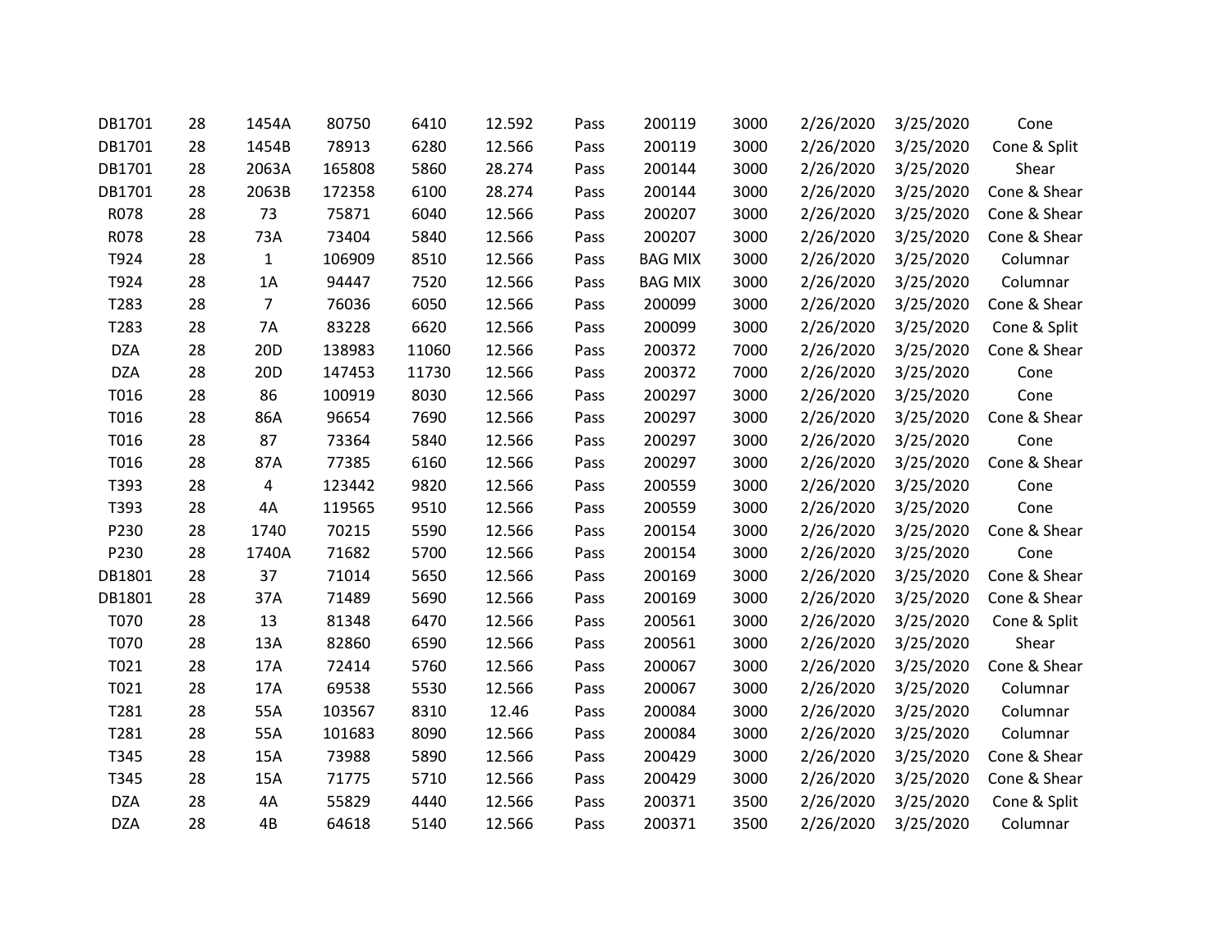| | | | | | | | | | | | |
|---|---|---|---|---|---|---|---|---|---|---|---|
| DB1701 | 28 | 1454A | 80750 | 6410 | 12.592 | Pass | 200119 | 3000 | 2/26/2020 | 3/25/2020 | Cone |
| DB1701 | 28 | 1454B | 78913 | 6280 | 12.566 | Pass | 200119 | 3000 | 2/26/2020 | 3/25/2020 | Cone & Split |
| DB1701 | 28 | 2063A | 165808 | 5860 | 28.274 | Pass | 200144 | 3000 | 2/26/2020 | 3/25/2020 | Shear |
| DB1701 | 28 | 2063B | 172358 | 6100 | 28.274 | Pass | 200144 | 3000 | 2/26/2020 | 3/25/2020 | Cone & Shear |
| R078 | 28 | 73 | 75871 | 6040 | 12.566 | Pass | 200207 | 3000 | 2/26/2020 | 3/25/2020 | Cone & Shear |
| R078 | 28 | 73A | 73404 | 5840 | 12.566 | Pass | 200207 | 3000 | 2/26/2020 | 3/25/2020 | Cone & Shear |
| T924 | 28 | 1 | 106909 | 8510 | 12.566 | Pass | BAG MIX | 3000 | 2/26/2020 | 3/25/2020 | Columnar |
| T924 | 28 | 1A | 94447 | 7520 | 12.566 | Pass | BAG MIX | 3000 | 2/26/2020 | 3/25/2020 | Columnar |
| T283 | 28 | 7 | 76036 | 6050 | 12.566 | Pass | 200099 | 3000 | 2/26/2020 | 3/25/2020 | Cone & Shear |
| T283 | 28 | 7A | 83228 | 6620 | 12.566 | Pass | 200099 | 3000 | 2/26/2020 | 3/25/2020 | Cone & Split |
| DZA | 28 | 20D | 138983 | 11060 | 12.566 | Pass | 200372 | 7000 | 2/26/2020 | 3/25/2020 | Cone & Shear |
| DZA | 28 | 20D | 147453 | 11730 | 12.566 | Pass | 200372 | 7000 | 2/26/2020 | 3/25/2020 | Cone |
| T016 | 28 | 86 | 100919 | 8030 | 12.566 | Pass | 200297 | 3000 | 2/26/2020 | 3/25/2020 | Cone |
| T016 | 28 | 86A | 96654 | 7690 | 12.566 | Pass | 200297 | 3000 | 2/26/2020 | 3/25/2020 | Cone & Shear |
| T016 | 28 | 87 | 73364 | 5840 | 12.566 | Pass | 200297 | 3000 | 2/26/2020 | 3/25/2020 | Cone |
| T016 | 28 | 87A | 77385 | 6160 | 12.566 | Pass | 200297 | 3000 | 2/26/2020 | 3/25/2020 | Cone & Shear |
| T393 | 28 | 4 | 123442 | 9820 | 12.566 | Pass | 200559 | 3000 | 2/26/2020 | 3/25/2020 | Cone |
| T393 | 28 | 4A | 119565 | 9510 | 12.566 | Pass | 200559 | 3000 | 2/26/2020 | 3/25/2020 | Cone |
| P230 | 28 | 1740 | 70215 | 5590 | 12.566 | Pass | 200154 | 3000 | 2/26/2020 | 3/25/2020 | Cone & Shear |
| P230 | 28 | 1740A | 71682 | 5700 | 12.566 | Pass | 200154 | 3000 | 2/26/2020 | 3/25/2020 | Cone |
| DB1801 | 28 | 37 | 71014 | 5650 | 12.566 | Pass | 200169 | 3000 | 2/26/2020 | 3/25/2020 | Cone & Shear |
| DB1801 | 28 | 37A | 71489 | 5690 | 12.566 | Pass | 200169 | 3000 | 2/26/2020 | 3/25/2020 | Cone & Shear |
| T070 | 28 | 13 | 81348 | 6470 | 12.566 | Pass | 200561 | 3000 | 2/26/2020 | 3/25/2020 | Cone & Split |
| T070 | 28 | 13A | 82860 | 6590 | 12.566 | Pass | 200561 | 3000 | 2/26/2020 | 3/25/2020 | Shear |
| T021 | 28 | 17A | 72414 | 5760 | 12.566 | Pass | 200067 | 3000 | 2/26/2020 | 3/25/2020 | Cone & Shear |
| T021 | 28 | 17A | 69538 | 5530 | 12.566 | Pass | 200067 | 3000 | 2/26/2020 | 3/25/2020 | Columnar |
| T281 | 28 | 55A | 103567 | 8310 | 12.46 | Pass | 200084 | 3000 | 2/26/2020 | 3/25/2020 | Columnar |
| T281 | 28 | 55A | 101683 | 8090 | 12.566 | Pass | 200084 | 3000 | 2/26/2020 | 3/25/2020 | Columnar |
| T345 | 28 | 15A | 73988 | 5890 | 12.566 | Pass | 200429 | 3000 | 2/26/2020 | 3/25/2020 | Cone & Shear |
| T345 | 28 | 15A | 71775 | 5710 | 12.566 | Pass | 200429 | 3000 | 2/26/2020 | 3/25/2020 | Cone & Shear |
| DZA | 28 | 4A | 55829 | 4440 | 12.566 | Pass | 200371 | 3500 | 2/26/2020 | 3/25/2020 | Cone & Split |
| DZA | 28 | 4B | 64618 | 5140 | 12.566 | Pass | 200371 | 3500 | 2/26/2020 | 3/25/2020 | Columnar |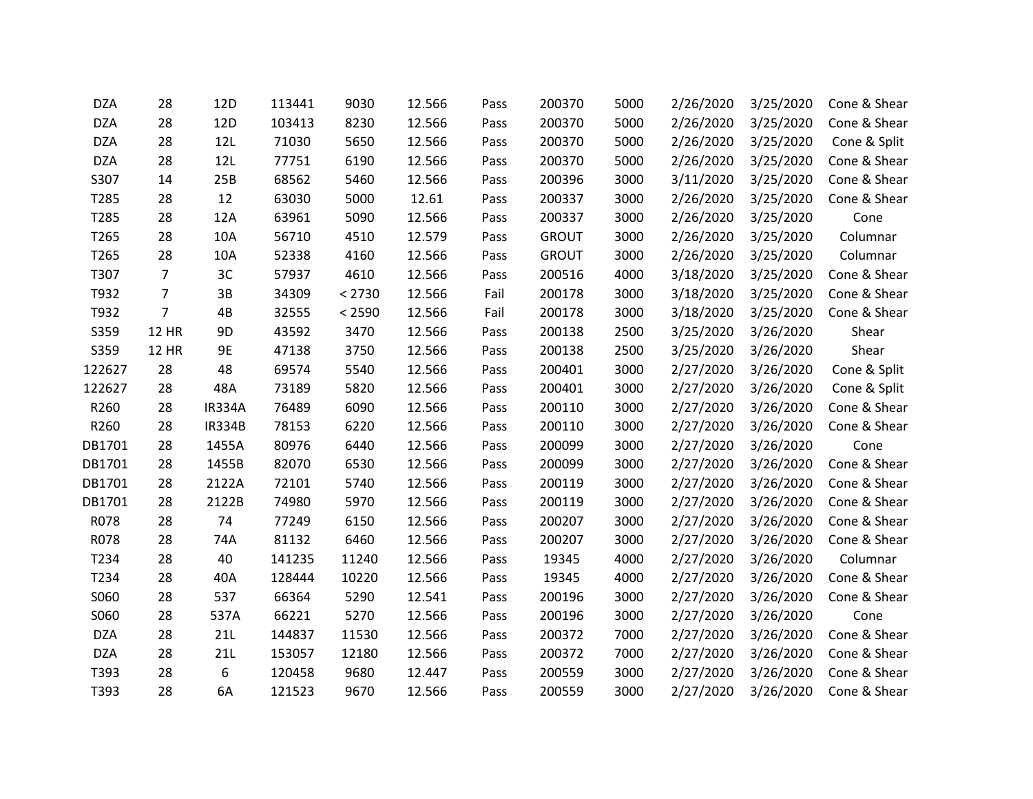| | | | | | | | | | | | |
|---|---|---|---|---|---|---|---|---|---|---|---|
| DZA | 28 | 12D | 113441 | 9030 | 12.566 | Pass | 200370 | 5000 | 2/26/2020 | 3/25/2020 | Cone & Shear |
| DZA | 28 | 12D | 103413 | 8230 | 12.566 | Pass | 200370 | 5000 | 2/26/2020 | 3/25/2020 | Cone & Shear |
| DZA | 28 | 12L | 71030 | 5650 | 12.566 | Pass | 200370 | 5000 | 2/26/2020 | 3/25/2020 | Cone & Split |
| DZA | 28 | 12L | 77751 | 6190 | 12.566 | Pass | 200370 | 5000 | 2/26/2020 | 3/25/2020 | Cone & Shear |
| S307 | 14 | 25B | 68562 | 5460 | 12.566 | Pass | 200396 | 3000 | 3/11/2020 | 3/25/2020 | Cone & Shear |
| T285 | 28 | 12 | 63030 | 5000 | 12.61 | Pass | 200337 | 3000 | 2/26/2020 | 3/25/2020 | Cone & Shear |
| T285 | 28 | 12A | 63961 | 5090 | 12.566 | Pass | 200337 | 3000 | 2/26/2020 | 3/25/2020 | Cone |
| T265 | 28 | 10A | 56710 | 4510 | 12.579 | Pass | GROUT | 3000 | 2/26/2020 | 3/25/2020 | Columnar |
| T265 | 28 | 10A | 52338 | 4160 | 12.566 | Pass | GROUT | 3000 | 2/26/2020 | 3/25/2020 | Columnar |
| T307 | 7 | 3C | 57937 | 4610 | 12.566 | Pass | 200516 | 4000 | 3/18/2020 | 3/25/2020 | Cone & Shear |
| T932 | 7 | 3B | 34309 | < 2730 | 12.566 | Fail | 200178 | 3000 | 3/18/2020 | 3/25/2020 | Cone & Shear |
| T932 | 7 | 4B | 32555 | < 2590 | 12.566 | Fail | 200178 | 3000 | 3/18/2020 | 3/25/2020 | Cone & Shear |
| S359 | 12 HR | 9D | 43592 | 3470 | 12.566 | Pass | 200138 | 2500 | 3/25/2020 | 3/26/2020 | Shear |
| S359 | 12 HR | 9E | 47138 | 3750 | 12.566 | Pass | 200138 | 2500 | 3/25/2020 | 3/26/2020 | Shear |
| 122627 | 28 | 48 | 69574 | 5540 | 12.566 | Pass | 200401 | 3000 | 2/27/2020 | 3/26/2020 | Cone & Split |
| 122627 | 28 | 48A | 73189 | 5820 | 12.566 | Pass | 200401 | 3000 | 2/27/2020 | 3/26/2020 | Cone & Split |
| R260 | 28 | IR334A | 76489 | 6090 | 12.566 | Pass | 200110 | 3000 | 2/27/2020 | 3/26/2020 | Cone & Shear |
| R260 | 28 | IR334B | 78153 | 6220 | 12.566 | Pass | 200110 | 3000 | 2/27/2020 | 3/26/2020 | Cone & Shear |
| DB1701 | 28 | 1455A | 80976 | 6440 | 12.566 | Pass | 200099 | 3000 | 2/27/2020 | 3/26/2020 | Cone |
| DB1701 | 28 | 1455B | 82070 | 6530 | 12.566 | Pass | 200099 | 3000 | 2/27/2020 | 3/26/2020 | Cone & Shear |
| DB1701 | 28 | 2122A | 72101 | 5740 | 12.566 | Pass | 200119 | 3000 | 2/27/2020 | 3/26/2020 | Cone & Shear |
| DB1701 | 28 | 2122B | 74980 | 5970 | 12.566 | Pass | 200119 | 3000 | 2/27/2020 | 3/26/2020 | Cone & Shear |
| R078 | 28 | 74 | 77249 | 6150 | 12.566 | Pass | 200207 | 3000 | 2/27/2020 | 3/26/2020 | Cone & Shear |
| R078 | 28 | 74A | 81132 | 6460 | 12.566 | Pass | 200207 | 3000 | 2/27/2020 | 3/26/2020 | Cone & Shear |
| T234 | 28 | 40 | 141235 | 11240 | 12.566 | Pass | 19345 | 4000 | 2/27/2020 | 3/26/2020 | Columnar |
| T234 | 28 | 40A | 128444 | 10220 | 12.566 | Pass | 19345 | 4000 | 2/27/2020 | 3/26/2020 | Cone & Shear |
| S060 | 28 | 537 | 66364 | 5290 | 12.541 | Pass | 200196 | 3000 | 2/27/2020 | 3/26/2020 | Cone & Shear |
| S060 | 28 | 537A | 66221 | 5270 | 12.566 | Pass | 200196 | 3000 | 2/27/2020 | 3/26/2020 | Cone |
| DZA | 28 | 21L | 144837 | 11530 | 12.566 | Pass | 200372 | 7000 | 2/27/2020 | 3/26/2020 | Cone & Shear |
| DZA | 28 | 21L | 153057 | 12180 | 12.566 | Pass | 200372 | 7000 | 2/27/2020 | 3/26/2020 | Cone & Shear |
| T393 | 28 | 6 | 120458 | 9680 | 12.447 | Pass | 200559 | 3000 | 2/27/2020 | 3/26/2020 | Cone & Shear |
| T393 | 28 | 6A | 121523 | 9670 | 12.566 | Pass | 200559 | 3000 | 2/27/2020 | 3/26/2020 | Cone & Shear |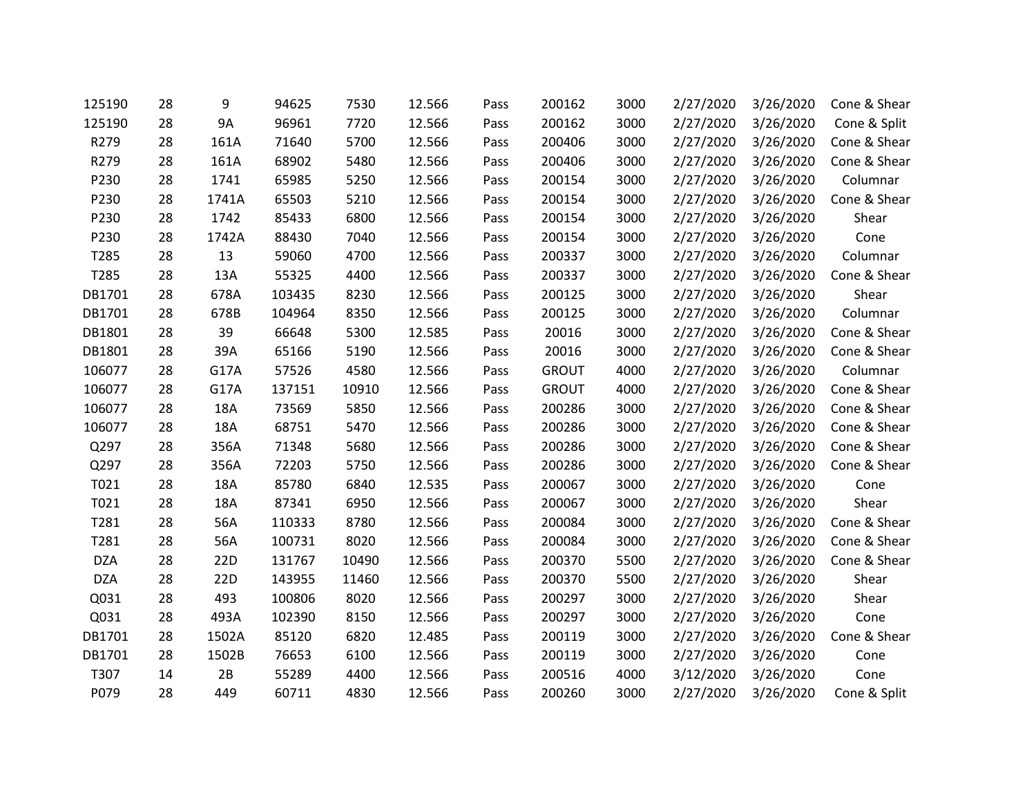| | | | | | | | | | | | |
|---|---|---|---|---|---|---|---|---|---|---|---|
| 125190 | 28 | 9 | 94625 | 7530 | 12.566 | Pass | 200162 | 3000 | 2/27/2020 | 3/26/2020 | Cone & Shear |
| 125190 | 28 | 9A | 96961 | 7720 | 12.566 | Pass | 200162 | 3000 | 2/27/2020 | 3/26/2020 | Cone & Split |
| R279 | 28 | 161A | 71640 | 5700 | 12.566 | Pass | 200406 | 3000 | 2/27/2020 | 3/26/2020 | Cone & Shear |
| R279 | 28 | 161A | 68902 | 5480 | 12.566 | Pass | 200406 | 3000 | 2/27/2020 | 3/26/2020 | Cone & Shear |
| P230 | 28 | 1741 | 65985 | 5250 | 12.566 | Pass | 200154 | 3000 | 2/27/2020 | 3/26/2020 | Columnar |
| P230 | 28 | 1741A | 65503 | 5210 | 12.566 | Pass | 200154 | 3000 | 2/27/2020 | 3/26/2020 | Cone & Shear |
| P230 | 28 | 1742 | 85433 | 6800 | 12.566 | Pass | 200154 | 3000 | 2/27/2020 | 3/26/2020 | Shear |
| P230 | 28 | 1742A | 88430 | 7040 | 12.566 | Pass | 200154 | 3000 | 2/27/2020 | 3/26/2020 | Cone |
| T285 | 28 | 13 | 59060 | 4700 | 12.566 | Pass | 200337 | 3000 | 2/27/2020 | 3/26/2020 | Columnar |
| T285 | 28 | 13A | 55325 | 4400 | 12.566 | Pass | 200337 | 3000 | 2/27/2020 | 3/26/2020 | Cone & Shear |
| DB1701 | 28 | 678A | 103435 | 8230 | 12.566 | Pass | 200125 | 3000 | 2/27/2020 | 3/26/2020 | Shear |
| DB1701 | 28 | 678B | 104964 | 8350 | 12.566 | Pass | 200125 | 3000 | 2/27/2020 | 3/26/2020 | Columnar |
| DB1801 | 28 | 39 | 66648 | 5300 | 12.585 | Pass | 20016 | 3000 | 2/27/2020 | 3/26/2020 | Cone & Shear |
| DB1801 | 28 | 39A | 65166 | 5190 | 12.566 | Pass | 20016 | 3000 | 2/27/2020 | 3/26/2020 | Cone & Shear |
| 106077 | 28 | G17A | 57526 | 4580 | 12.566 | Pass | GROUT | 4000 | 2/27/2020 | 3/26/2020 | Columnar |
| 106077 | 28 | G17A | 137151 | 10910 | 12.566 | Pass | GROUT | 4000 | 2/27/2020 | 3/26/2020 | Cone & Shear |
| 106077 | 28 | 18A | 73569 | 5850 | 12.566 | Pass | 200286 | 3000 | 2/27/2020 | 3/26/2020 | Cone & Shear |
| 106077 | 28 | 18A | 68751 | 5470 | 12.566 | Pass | 200286 | 3000 | 2/27/2020 | 3/26/2020 | Cone & Shear |
| Q297 | 28 | 356A | 71348 | 5680 | 12.566 | Pass | 200286 | 3000 | 2/27/2020 | 3/26/2020 | Cone & Shear |
| Q297 | 28 | 356A | 72203 | 5750 | 12.566 | Pass | 200286 | 3000 | 2/27/2020 | 3/26/2020 | Cone & Shear |
| T021 | 28 | 18A | 85780 | 6840 | 12.535 | Pass | 200067 | 3000 | 2/27/2020 | 3/26/2020 | Cone |
| T021 | 28 | 18A | 87341 | 6950 | 12.566 | Pass | 200067 | 3000 | 2/27/2020 | 3/26/2020 | Shear |
| T281 | 28 | 56A | 110333 | 8780 | 12.566 | Pass | 200084 | 3000 | 2/27/2020 | 3/26/2020 | Cone & Shear |
| T281 | 28 | 56A | 100731 | 8020 | 12.566 | Pass | 200084 | 3000 | 2/27/2020 | 3/26/2020 | Cone & Shear |
| DZA | 28 | 22D | 131767 | 10490 | 12.566 | Pass | 200370 | 5500 | 2/27/2020 | 3/26/2020 | Cone & Shear |
| DZA | 28 | 22D | 143955 | 11460 | 12.566 | Pass | 200370 | 5500 | 2/27/2020 | 3/26/2020 | Shear |
| Q031 | 28 | 493 | 100806 | 8020 | 12.566 | Pass | 200297 | 3000 | 2/27/2020 | 3/26/2020 | Shear |
| Q031 | 28 | 493A | 102390 | 8150 | 12.566 | Pass | 200297 | 3000 | 2/27/2020 | 3/26/2020 | Cone |
| DB1701 | 28 | 1502A | 85120 | 6820 | 12.485 | Pass | 200119 | 3000 | 2/27/2020 | 3/26/2020 | Cone & Shear |
| DB1701 | 28 | 1502B | 76653 | 6100 | 12.566 | Pass | 200119 | 3000 | 2/27/2020 | 3/26/2020 | Cone |
| T307 | 14 | 2B | 55289 | 4400 | 12.566 | Pass | 200516 | 4000 | 3/12/2020 | 3/26/2020 | Cone |
| P079 | 28 | 449 | 60711 | 4830 | 12.566 | Pass | 200260 | 3000 | 2/27/2020 | 3/26/2020 | Cone & Split |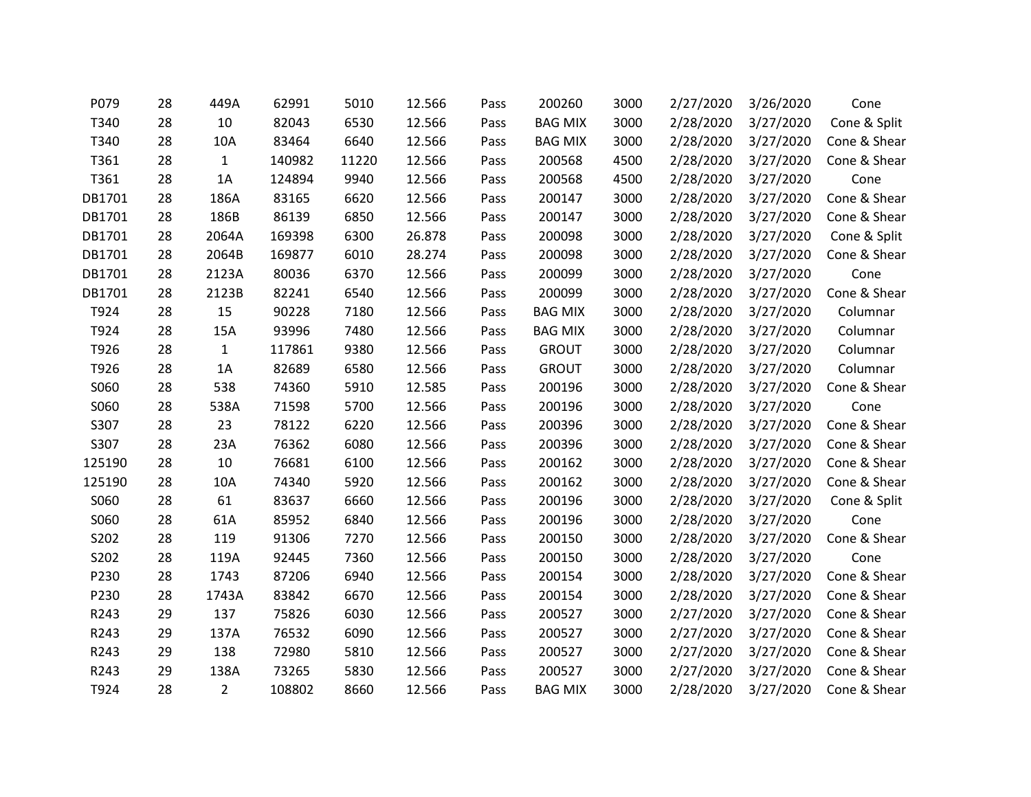| | | | | | | | | | | | |
|---|---|---|---|---|---|---|---|---|---|---|---|
| P079 | 28 | 449A | 62991 | 5010 | 12.566 | Pass | 200260 | 3000 | 2/27/2020 | 3/26/2020 | Cone |
| T340 | 28 | 10 | 82043 | 6530 | 12.566 | Pass | BAG MIX | 3000 | 2/28/2020 | 3/27/2020 | Cone & Split |
| T340 | 28 | 10A | 83464 | 6640 | 12.566 | Pass | BAG MIX | 3000 | 2/28/2020 | 3/27/2020 | Cone & Shear |
| T361 | 28 | 1 | 140982 | 11220 | 12.566 | Pass | 200568 | 4500 | 2/28/2020 | 3/27/2020 | Cone & Shear |
| T361 | 28 | 1A | 124894 | 9940 | 12.566 | Pass | 200568 | 4500 | 2/28/2020 | 3/27/2020 | Cone |
| DB1701 | 28 | 186A | 83165 | 6620 | 12.566 | Pass | 200147 | 3000 | 2/28/2020 | 3/27/2020 | Cone & Shear |
| DB1701 | 28 | 186B | 86139 | 6850 | 12.566 | Pass | 200147 | 3000 | 2/28/2020 | 3/27/2020 | Cone & Shear |
| DB1701 | 28 | 2064A | 169398 | 6300 | 26.878 | Pass | 200098 | 3000 | 2/28/2020 | 3/27/2020 | Cone & Split |
| DB1701 | 28 | 2064B | 169877 | 6010 | 28.274 | Pass | 200098 | 3000 | 2/28/2020 | 3/27/2020 | Cone & Shear |
| DB1701 | 28 | 2123A | 80036 | 6370 | 12.566 | Pass | 200099 | 3000 | 2/28/2020 | 3/27/2020 | Cone |
| DB1701 | 28 | 2123B | 82241 | 6540 | 12.566 | Pass | 200099 | 3000 | 2/28/2020 | 3/27/2020 | Cone & Shear |
| T924 | 28 | 15 | 90228 | 7180 | 12.566 | Pass | BAG MIX | 3000 | 2/28/2020 | 3/27/2020 | Columnar |
| T924 | 28 | 15A | 93996 | 7480 | 12.566 | Pass | BAG MIX | 3000 | 2/28/2020 | 3/27/2020 | Columnar |
| T926 | 28 | 1 | 117861 | 9380 | 12.566 | Pass | GROUT | 3000 | 2/28/2020 | 3/27/2020 | Columnar |
| T926 | 28 | 1A | 82689 | 6580 | 12.566 | Pass | GROUT | 3000 | 2/28/2020 | 3/27/2020 | Columnar |
| S060 | 28 | 538 | 74360 | 5910 | 12.585 | Pass | 200196 | 3000 | 2/28/2020 | 3/27/2020 | Cone & Shear |
| S060 | 28 | 538A | 71598 | 5700 | 12.566 | Pass | 200196 | 3000 | 2/28/2020 | 3/27/2020 | Cone |
| S307 | 28 | 23 | 78122 | 6220 | 12.566 | Pass | 200396 | 3000 | 2/28/2020 | 3/27/2020 | Cone & Shear |
| S307 | 28 | 23A | 76362 | 6080 | 12.566 | Pass | 200396 | 3000 | 2/28/2020 | 3/27/2020 | Cone & Shear |
| 125190 | 28 | 10 | 76681 | 6100 | 12.566 | Pass | 200162 | 3000 | 2/28/2020 | 3/27/2020 | Cone & Shear |
| 125190 | 28 | 10A | 74340 | 5920 | 12.566 | Pass | 200162 | 3000 | 2/28/2020 | 3/27/2020 | Cone & Shear |
| S060 | 28 | 61 | 83637 | 6660 | 12.566 | Pass | 200196 | 3000 | 2/28/2020 | 3/27/2020 | Cone & Split |
| S060 | 28 | 61A | 85952 | 6840 | 12.566 | Pass | 200196 | 3000 | 2/28/2020 | 3/27/2020 | Cone |
| S202 | 28 | 119 | 91306 | 7270 | 12.566 | Pass | 200150 | 3000 | 2/28/2020 | 3/27/2020 | Cone & Shear |
| S202 | 28 | 119A | 92445 | 7360 | 12.566 | Pass | 200150 | 3000 | 2/28/2020 | 3/27/2020 | Cone |
| P230 | 28 | 1743 | 87206 | 6940 | 12.566 | Pass | 200154 | 3000 | 2/28/2020 | 3/27/2020 | Cone & Shear |
| P230 | 28 | 1743A | 83842 | 6670 | 12.566 | Pass | 200154 | 3000 | 2/28/2020 | 3/27/2020 | Cone & Shear |
| R243 | 29 | 137 | 75826 | 6030 | 12.566 | Pass | 200527 | 3000 | 2/27/2020 | 3/27/2020 | Cone & Shear |
| R243 | 29 | 137A | 76532 | 6090 | 12.566 | Pass | 200527 | 3000 | 2/27/2020 | 3/27/2020 | Cone & Shear |
| R243 | 29 | 138 | 72980 | 5810 | 12.566 | Pass | 200527 | 3000 | 2/27/2020 | 3/27/2020 | Cone & Shear |
| R243 | 29 | 138A | 73265 | 5830 | 12.566 | Pass | 200527 | 3000 | 2/27/2020 | 3/27/2020 | Cone & Shear |
| T924 | 28 | 2 | 108802 | 8660 | 12.566 | Pass | BAG MIX | 3000 | 2/28/2020 | 3/27/2020 | Cone & Shear |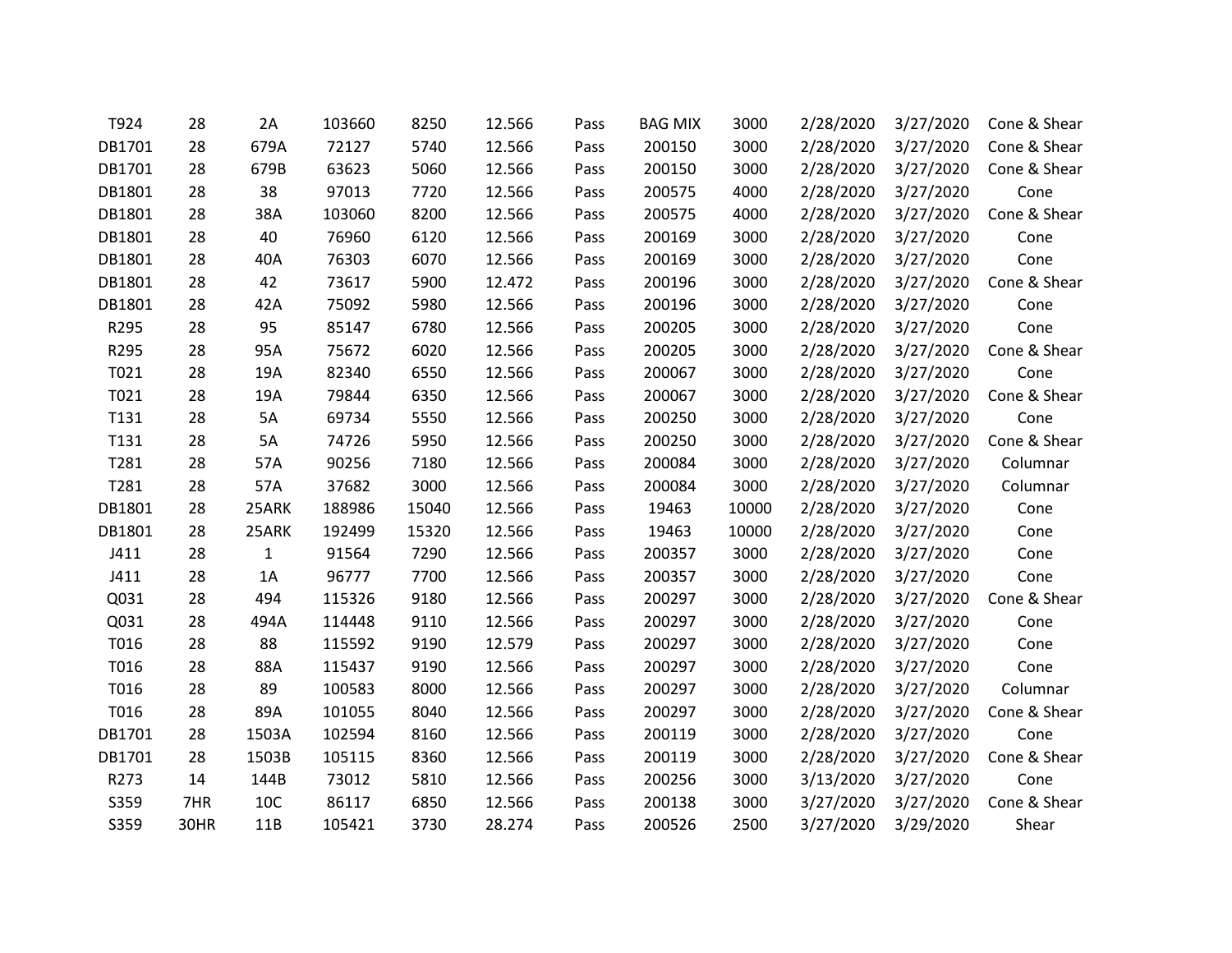|  |  |  |  |  |  |  |  |  |  |  |  |
|---|---|---|---|---|---|---|---|---|---|---|---|
| T924 | 28 | 2A | 103660 | 8250 | 12.566 | Pass | BAG MIX | 3000 | 2/28/2020 | 3/27/2020 | Cone & Shear |
| DB1701 | 28 | 679A | 72127 | 5740 | 12.566 | Pass | 200150 | 3000 | 2/28/2020 | 3/27/2020 | Cone & Shear |
| DB1701 | 28 | 679B | 63623 | 5060 | 12.566 | Pass | 200150 | 3000 | 2/28/2020 | 3/27/2020 | Cone & Shear |
| DB1801 | 28 | 38 | 97013 | 7720 | 12.566 | Pass | 200575 | 4000 | 2/28/2020 | 3/27/2020 | Cone |
| DB1801 | 28 | 38A | 103060 | 8200 | 12.566 | Pass | 200575 | 4000 | 2/28/2020 | 3/27/2020 | Cone & Shear |
| DB1801 | 28 | 40 | 76960 | 6120 | 12.566 | Pass | 200169 | 3000 | 2/28/2020 | 3/27/2020 | Cone |
| DB1801 | 28 | 40A | 76303 | 6070 | 12.566 | Pass | 200169 | 3000 | 2/28/2020 | 3/27/2020 | Cone |
| DB1801 | 28 | 42 | 73617 | 5900 | 12.472 | Pass | 200196 | 3000 | 2/28/2020 | 3/27/2020 | Cone & Shear |
| DB1801 | 28 | 42A | 75092 | 5980 | 12.566 | Pass | 200196 | 3000 | 2/28/2020 | 3/27/2020 | Cone |
| R295 | 28 | 95 | 85147 | 6780 | 12.566 | Pass | 200205 | 3000 | 2/28/2020 | 3/27/2020 | Cone |
| R295 | 28 | 95A | 75672 | 6020 | 12.566 | Pass | 200205 | 3000 | 2/28/2020 | 3/27/2020 | Cone & Shear |
| T021 | 28 | 19A | 82340 | 6550 | 12.566 | Pass | 200067 | 3000 | 2/28/2020 | 3/27/2020 | Cone |
| T021 | 28 | 19A | 79844 | 6350 | 12.566 | Pass | 200067 | 3000 | 2/28/2020 | 3/27/2020 | Cone & Shear |
| T131 | 28 | 5A | 69734 | 5550 | 12.566 | Pass | 200250 | 3000 | 2/28/2020 | 3/27/2020 | Cone |
| T131 | 28 | 5A | 74726 | 5950 | 12.566 | Pass | 200250 | 3000 | 2/28/2020 | 3/27/2020 | Cone & Shear |
| T281 | 28 | 57A | 90256 | 7180 | 12.566 | Pass | 200084 | 3000 | 2/28/2020 | 3/27/2020 | Columnar |
| T281 | 28 | 57A | 37682 | 3000 | 12.566 | Pass | 200084 | 3000 | 2/28/2020 | 3/27/2020 | Columnar |
| DB1801 | 28 | 25ARK | 188986 | 15040 | 12.566 | Pass | 19463 | 10000 | 2/28/2020 | 3/27/2020 | Cone |
| DB1801 | 28 | 25ARK | 192499 | 15320 | 12.566 | Pass | 19463 | 10000 | 2/28/2020 | 3/27/2020 | Cone |
| J411 | 28 | 1 | 91564 | 7290 | 12.566 | Pass | 200357 | 3000 | 2/28/2020 | 3/27/2020 | Cone |
| J411 | 28 | 1A | 96777 | 7700 | 12.566 | Pass | 200357 | 3000 | 2/28/2020 | 3/27/2020 | Cone |
| Q031 | 28 | 494 | 115326 | 9180 | 12.566 | Pass | 200297 | 3000 | 2/28/2020 | 3/27/2020 | Cone & Shear |
| Q031 | 28 | 494A | 114448 | 9110 | 12.566 | Pass | 200297 | 3000 | 2/28/2020 | 3/27/2020 | Cone |
| T016 | 28 | 88 | 115592 | 9190 | 12.579 | Pass | 200297 | 3000 | 2/28/2020 | 3/27/2020 | Cone |
| T016 | 28 | 88A | 115437 | 9190 | 12.566 | Pass | 200297 | 3000 | 2/28/2020 | 3/27/2020 | Cone |
| T016 | 28 | 89 | 100583 | 8000 | 12.566 | Pass | 200297 | 3000 | 2/28/2020 | 3/27/2020 | Columnar |
| T016 | 28 | 89A | 101055 | 8040 | 12.566 | Pass | 200297 | 3000 | 2/28/2020 | 3/27/2020 | Cone & Shear |
| DB1701 | 28 | 1503A | 102594 | 8160 | 12.566 | Pass | 200119 | 3000 | 2/28/2020 | 3/27/2020 | Cone |
| DB1701 | 28 | 1503B | 105115 | 8360 | 12.566 | Pass | 200119 | 3000 | 2/28/2020 | 3/27/2020 | Cone & Shear |
| R273 | 14 | 144B | 73012 | 5810 | 12.566 | Pass | 200256 | 3000 | 3/13/2020 | 3/27/2020 | Cone |
| S359 | 7HR | 10C | 86117 | 6850 | 12.566 | Pass | 200138 | 3000 | 3/27/2020 | 3/27/2020 | Cone & Shear |
| S359 | 30HR | 11B | 105421 | 3730 | 28.274 | Pass | 200526 | 2500 | 3/27/2020 | 3/29/2020 | Shear |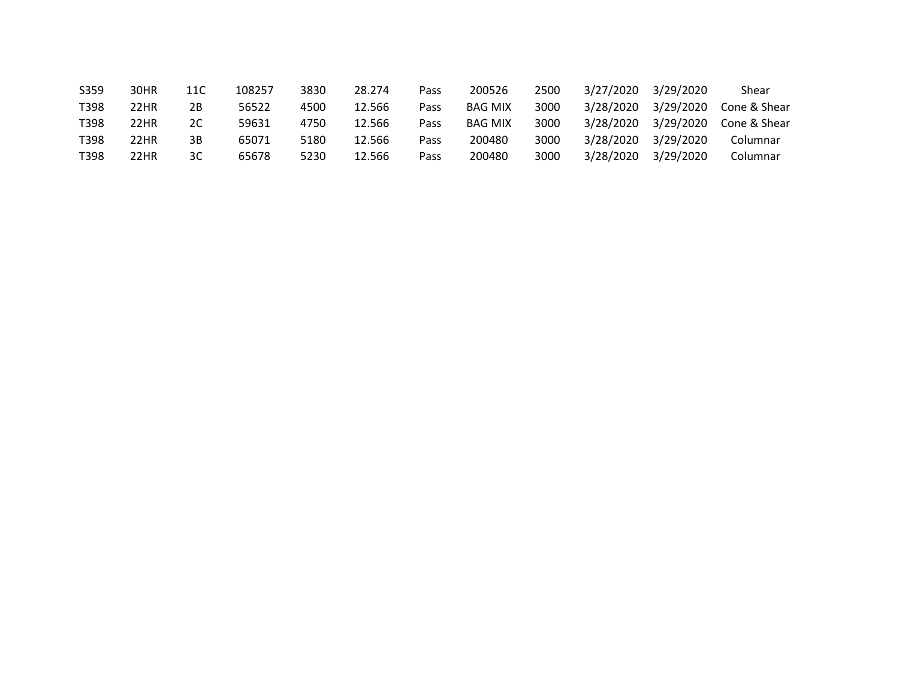| | | | | | | | | | | | |
|---|---|---|---|---|---|---|---|---|---|---|---|
| S359 | 30HR | 11C | 108257 | 3830 | 28.274 | Pass | 200526 | 2500 | 3/27/2020 | 3/29/2020 | Shear |
| T398 | 22HR | 2B | 56522 | 4500 | 12.566 | Pass | BAG MIX | 3000 | 3/28/2020 | 3/29/2020 | Cone & Shear |
| T398 | 22HR | 2C | 59631 | 4750 | 12.566 | Pass | BAG MIX | 3000 | 3/28/2020 | 3/29/2020 | Cone & Shear |
| T398 | 22HR | 3B | 65071 | 5180 | 12.566 | Pass | 200480 | 3000 | 3/28/2020 | 3/29/2020 | Columnar |
| T398 | 22HR | 3C | 65678 | 5230 | 12.566 | Pass | 200480 | 3000 | 3/28/2020 | 3/29/2020 | Columnar |